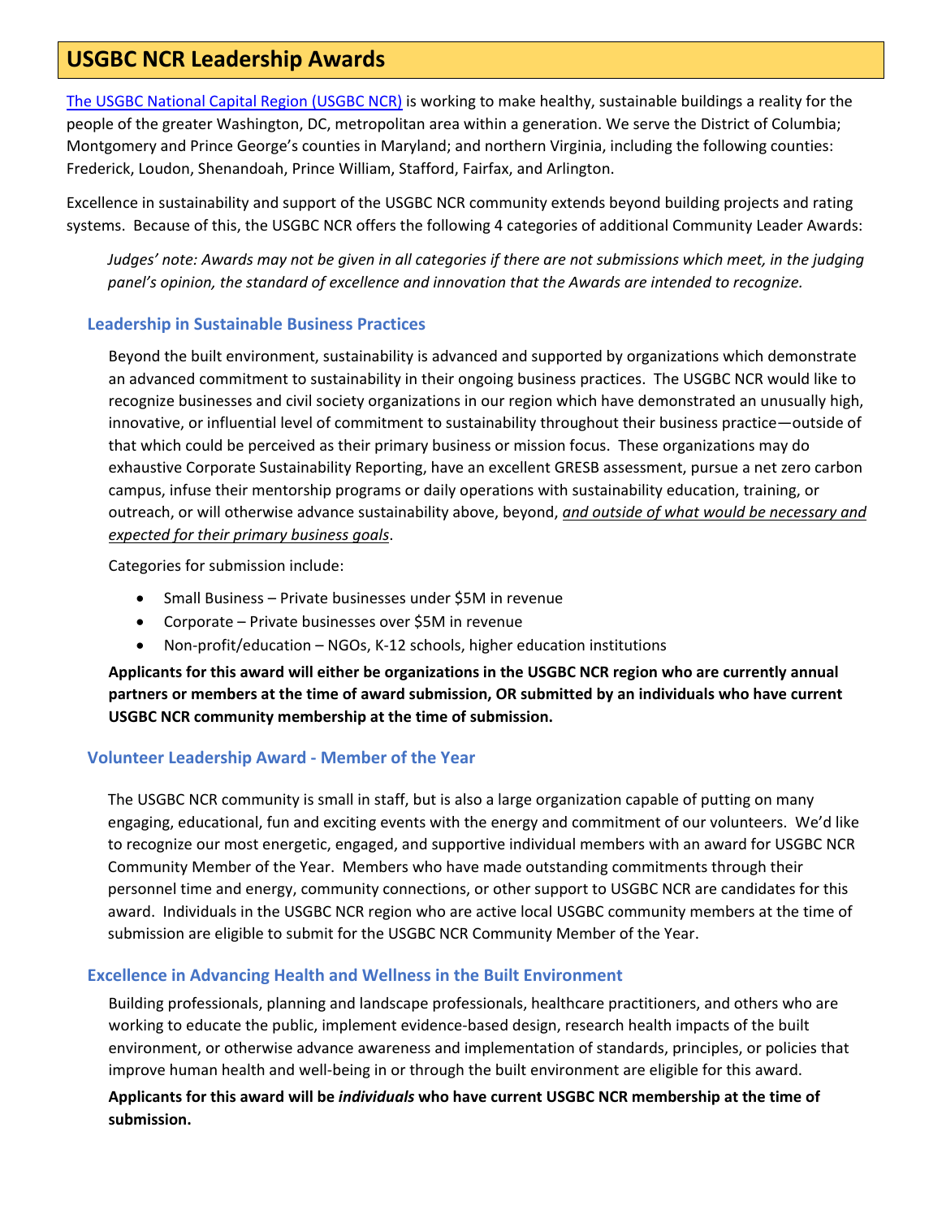# USGBC NCR Leadership Awards

[The USGBC National Capital Region (USGBC NCR)] is working to make healthy, sustainable buildings a reality for the people of the greater Washington, DC, metropolitan area within a generation. We serve the District of Columbia; Montgomery and Prince George's counties in Maryland; and northern Virginia, including the following counties: Frederick, Loudon, Shenandoah, Prince William, Stafford, Fairfax, and Arlington.

Excellence in sustainability and support of the USGBC NCR community extends beyond building projects and rating systems. Because of this, the USGBC NCR offers the following 4 categories of additional Community Leader Awards:

*Judges' note: Awards may not be given in all categories if there are not submissions which meet, in the judging panel's opinion, the standard of excellence and innovation that the Awards are intended to recognize.*

### Leadership in Sustainable Business Practices

Beyond the built environment, sustainability is advanced and supported by organizations which demonstrate an advanced commitment to sustainability in their ongoing business practices. The USGBC NCR would like to recognize businesses and civil society organizations in our region which have demonstrated an unusually high, innovative, or influential level of commitment to sustainability throughout their business practice—outside of that which could be perceived as their primary business or mission focus. These organizations may do exhaustive Corporate Sustainability Reporting, have an excellent GRESB assessment, pursue a net zero carbon campus, infuse their mentorship programs or daily operations with sustainability education, training, or outreach, or will otherwise advance sustainability above, beyond, *and outside of what would be necessary and expected for their primary business goals*.

Categories for submission include:

- Small Business – Private businesses under $5M in revenue
- Corporate – Private businesses over $5M in revenue
- Non-profit/education – NGOs, K-12 schools, higher education institutions

**Applicants for this award will either be organizations in the USGBC NCR region who are currently annual partners or members at the time of award submission, OR submitted by an individuals who have current USGBC NCR community membership at the time of submission.**

### Volunteer Leadership Award - Member of the Year

The USGBC NCR community is small in staff, but is also a large organization capable of putting on many engaging, educational, fun and exciting events with the energy and commitment of our volunteers. We'd like to recognize our most energetic, engaged, and supportive individual members with an award for USGBC NCR Community Member of the Year. Members who have made outstanding commitments through their personnel time and energy, community connections, or other support to USGBC NCR are candidates for this award. Individuals in the USGBC NCR region who are active local USGBC community members at the time of submission are eligible to submit for the USGBC NCR Community Member of the Year.

### Excellence in Advancing Health and Wellness in the Built Environment

Building professionals, planning and landscape professionals, healthcare practitioners, and others who are working to educate the public, implement evidence-based design, research health impacts of the built environment, or otherwise advance awareness and implementation of standards, principles, or policies that improve human health and well-being in or through the built environment are eligible for this award.

**Applicants for this award will be *individuals* who have current USGBC NCR membership at the time of submission.**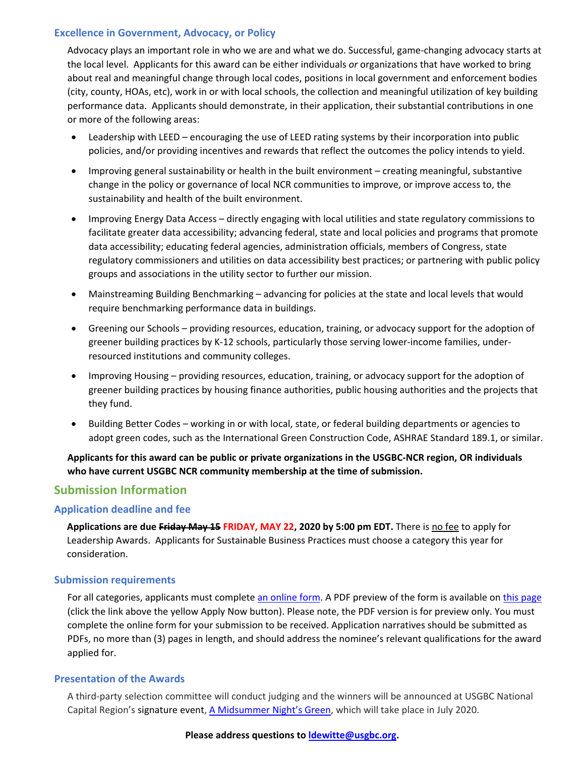### Excellence in Government, Advocacy, or Policy

Advocacy plays an important role in who we are and what we do. Successful, game-changing advocacy starts at the local level. Applicants for this award can be either individuals *or* organizations that have worked to bring about real and meaningful change through local codes, positions in local government and enforcement bodies (city, county, HOAs, etc), work in or with local schools, the collection and meaningful utilization of key building performance data. Applicants should demonstrate, in their application, their substantial contributions in one or more of the following areas:

- Leadership with LEED – encouraging the use of LEED rating systems by their incorporation into public policies, and/or providing incentives and rewards that reflect the outcomes the policy intends to yield.
- Improving general sustainability or health in the built environment – creating meaningful, substantive change in the policy or governance of local NCR communities to improve, or improve access to, the sustainability and health of the built environment.
- Improving Energy Data Access – directly engaging with local utilities and state regulatory commissions to facilitate greater data accessibility; advancing federal, state and local policies and programs that promote data accessibility; educating federal agencies, administration officials, members of Congress, state regulatory commissioners and utilities on data accessibility best practices; or partnering with public policy groups and associations in the utility sector to further our mission.
- Mainstreaming Building Benchmarking – advancing for policies at the state and local levels that would require benchmarking performance data in buildings.
- Greening our Schools – providing resources, education, training, or advocacy support for the adoption of greener building practices by K-12 schools, particularly those serving lower-income families, under-resourced institutions and community colleges.
- Improving Housing – providing resources, education, training, or advocacy support for the adoption of greener building practices by housing finance authorities, public housing authorities and the projects that they fund.
- Building Better Codes – working in or with local, state, or federal building departments or agencies to adopt green codes, such as the International Green Construction Code, ASHRAE Standard 189.1, or similar.

**Applicants for this award can be public or private organizations in the USGBC-NCR region, OR individuals who have current USGBC NCR community membership at the time of submission.**

## Submission Information

### Application deadline and fee

**Applications are due ~~Friday May 15~~ FRIDAY, MAY 22, 2020 by 5:00 pm EDT.** There is no fee to apply for Leadership Awards. Applicants for Sustainable Business Practices must choose a category this year for consideration.

### Submission requirements

For all categories, applicants must complete an online form. A PDF preview of the form is available on this page (click the link above the yellow Apply Now button). Please note, the PDF version is for preview only. You must complete the online form for your submission to be received. Application narratives should be submitted as PDFs, no more than (3) pages in length, and should address the nominee's relevant qualifications for the award applied for.

### Presentation of the Awards

A third-party selection committee will conduct judging and the winners will be announced at USGBC National Capital Region's signature event, A Midsummer Night's Green, which will take place in July 2020.

**Please address questions to ldewitte@usgbc.org.**